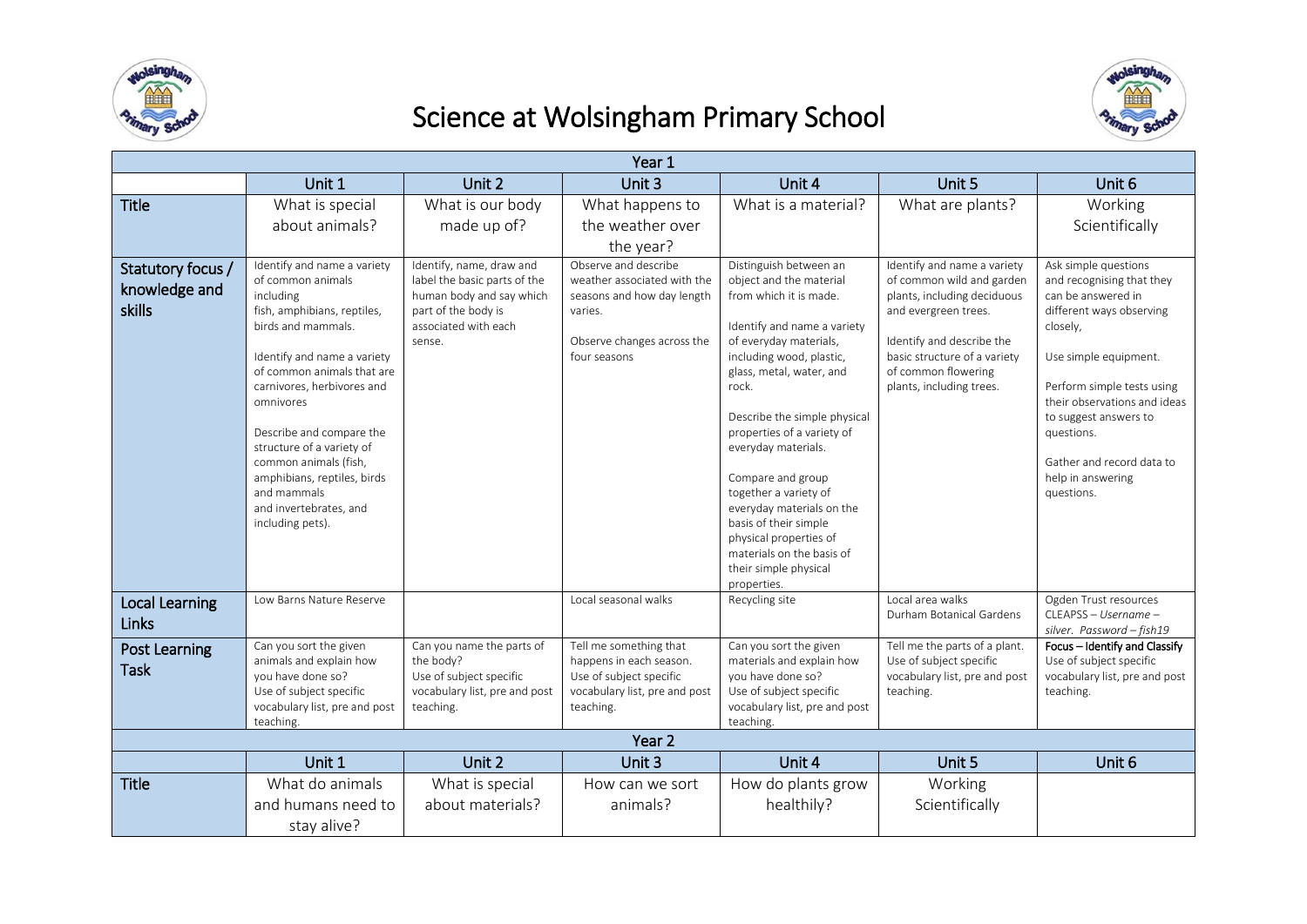# Science at Wolsingham Primary School

| Year 1 | | | | | | |
|---|---|---|---|---|---|---|
| | Unit 1 | Unit 2 | Unit 3 | Unit 4 | Unit 5 | Unit 6 |
| **Title** | What is special about animals? | What is our body made up of? | What happens to the weather over the year? | What is a material? | What are plants? | Working Scientifically |
| **Statutory focus / knowledge and skills** | Identify and name a variety of common animals including fish, amphibians, reptiles, birds and mammals.<br><br>Identify and name a variety of common animals that are carnivores, herbivores and omnivores<br><br>Describe and compare the structure of a variety of common animals (fish, amphibians, reptiles, birds and mammals and invertebrates, and including pets). | Identify, name, draw and label the basic parts of the human body and say which part of the body is associated with each sense. | Observe and describe weather associated with the seasons and how day length varies.<br><br>Observe changes across the four seasons | Distinguish between an object and the material from which it is made.<br><br>Identify and name a variety of everyday materials, including wood, plastic, glass, metal, water, and rock.<br><br>Describe the simple physical properties of a variety of everyday materials.<br><br>Compare and group together a variety of everyday materials on the basis of their simple physical properties of materials on the basis of their simple physical properties. | Identify and name a variety of common wild and garden plants, including deciduous and evergreen trees.<br><br>Identify and describe the basic structure of a variety of common flowering plants, including trees. | Ask simple questions and recognising that they can be answered in different ways observing closely,<br><br>Use simple equipment.<br><br>Perform simple tests using their observations and ideas to suggest answers to questions.<br><br>Gather and record data to help in answering questions. |
| **Local Learning Links** | Low Barns Nature Reserve | | Local seasonal walks | Recycling site | Local area walks<br>Durham Botanical Gardens | Ogden Trust resources<br>CLEAPSS – *Username – silver. Password – fish19* |
| **Post Learning Task** | Can you sort the given animals and explain how you have done so?<br>Use of subject specific vocabulary list, pre and post teaching. | Can you name the parts of the body?<br>Use of subject specific vocabulary list, pre and post teaching. | Tell me something that happens in each season.<br>Use of subject specific vocabulary list, pre and post teaching. | Can you sort the given materials and explain how you have done so?<br>Use of subject specific vocabulary list, pre and post teaching. | Tell me the parts of a plant.<br>Use of subject specific vocabulary list, pre and post teaching. | **Focus – Identify and Classify**<br>Use of subject specific vocabulary list, pre and post teaching. |

| Year 2 | | | | | | |
|---|---|---|---|---|---|---|
| | Unit 1 | Unit 2 | Unit 3 | Unit 4 | Unit 5 | Unit 6 |
| **Title** | What do animals and humans need to stay alive? | What is special about materials? | How can we sort animals? | How do plants grow healthily? | Working Scientifically | |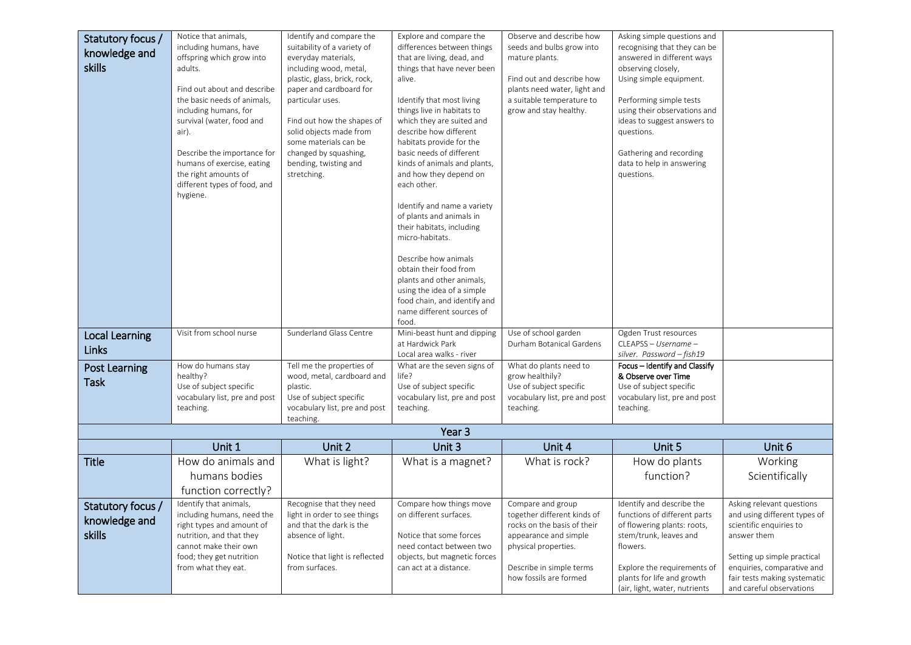| | | | | | | |
|---|---|---|---|---|---|---|
| **Statutory focus / knowledge and skills** | Notice that animals, including humans, have offspring which grow into adults.<br><br>Find out about and describe the basic needs of animals, including humans, for survival (water, food and air).<br><br>Describe the importance for humans of exercise, eating the right amounts of different types of food, and hygiene. | Identify and compare the suitability of a variety of everyday materials, including wood, metal, plastic, glass, brick, rock, paper and cardboard for particular uses.<br><br>Find out how the shapes of solid objects made from some materials can be changed by squashing, bending, twisting and stretching. | Explore and compare the differences between things that are living, dead, and things that have never been alive.<br><br>Identify that most living things live in habitats to which they are suited and describe how different habitats provide for the basic needs of different kinds of animals and plants, and how they depend on each other.<br><br>Identify and name a variety of plants and animals in their habitats, including micro-habitats.<br><br>Describe how animals obtain their food from plants and other animals, using the idea of a simple food chain, and identify and name different sources of food. | Observe and describe how seeds and bulbs grow into mature plants.<br><br>Find out and describe how plants need water, light and a suitable temperature to grow and stay healthy. | Asking simple questions and recognising that they can be answered in different ways observing closely, Using simple equipment.<br><br>Performing simple tests using their observations and ideas to suggest answers to questions.<br><br>Gathering and recording data to help in answering questions. | |
| **Local Learning Links** | Visit from school nurse | Sunderland Glass Centre | Mini-beast hunt and dipping at Hardwick Park<br>Local area walks - river | Use of school garden<br>Durham Botanical Gardens | Ogden Trust resources<br>CLEAPSS – *Username – silver. Password – fish19* | |
| **Post Learning Task** | How do humans stay healthy?<br>Use of subject specific vocabulary list, pre and post teaching. | Tell me the properties of wood, metal, cardboard and plastic.<br>Use of subject specific vocabulary list, pre and post teaching. | What are the seven signs of life?<br>Use of subject specific vocabulary list, pre and post teaching. | What do plants need to grow healthily?<br>Use of subject specific vocabulary list, pre and post teaching. | Focus – Identify and Classify & Observe over Time<br>Use of subject specific vocabulary list, pre and post teaching. | |
| **Year 3** | | | | | | |
| | **Unit 1** | **Unit 2** | **Unit 3** | **Unit 4** | **Unit 5** | **Unit 6** |
| **Title** | How do animals and humans bodies function correctly? | What is light? | What is a magnet? | What is rock? | How do plants function? | Working Scientifically |
| **Statutory focus / knowledge and skills** | Identify that animals, including humans, need the right types and amount of nutrition, and that they cannot make their own food; they get nutrition from what they eat. | Recognise that they need light in order to see things and that the dark is the absence of light.<br><br>Notice that light is reflected from surfaces. | Compare how things move on different surfaces.<br><br>Notice that some forces need contact between two objects, but magnetic forces can act at a distance. | Compare and group together different kinds of rocks on the basis of their appearance and simple physical properties.<br><br>Describe in simple terms how fossils are formed | Identify and describe the functions of different parts of flowering plants: roots, stem/trunk, leaves and flowers.<br><br>Explore the requirements of plants for life and growth (air, light, water, nutrients | Asking relevant questions and using different types of scientific enquiries to answer them<br><br>Setting up simple practical enquiries, comparative and fair tests making systematic and careful observations |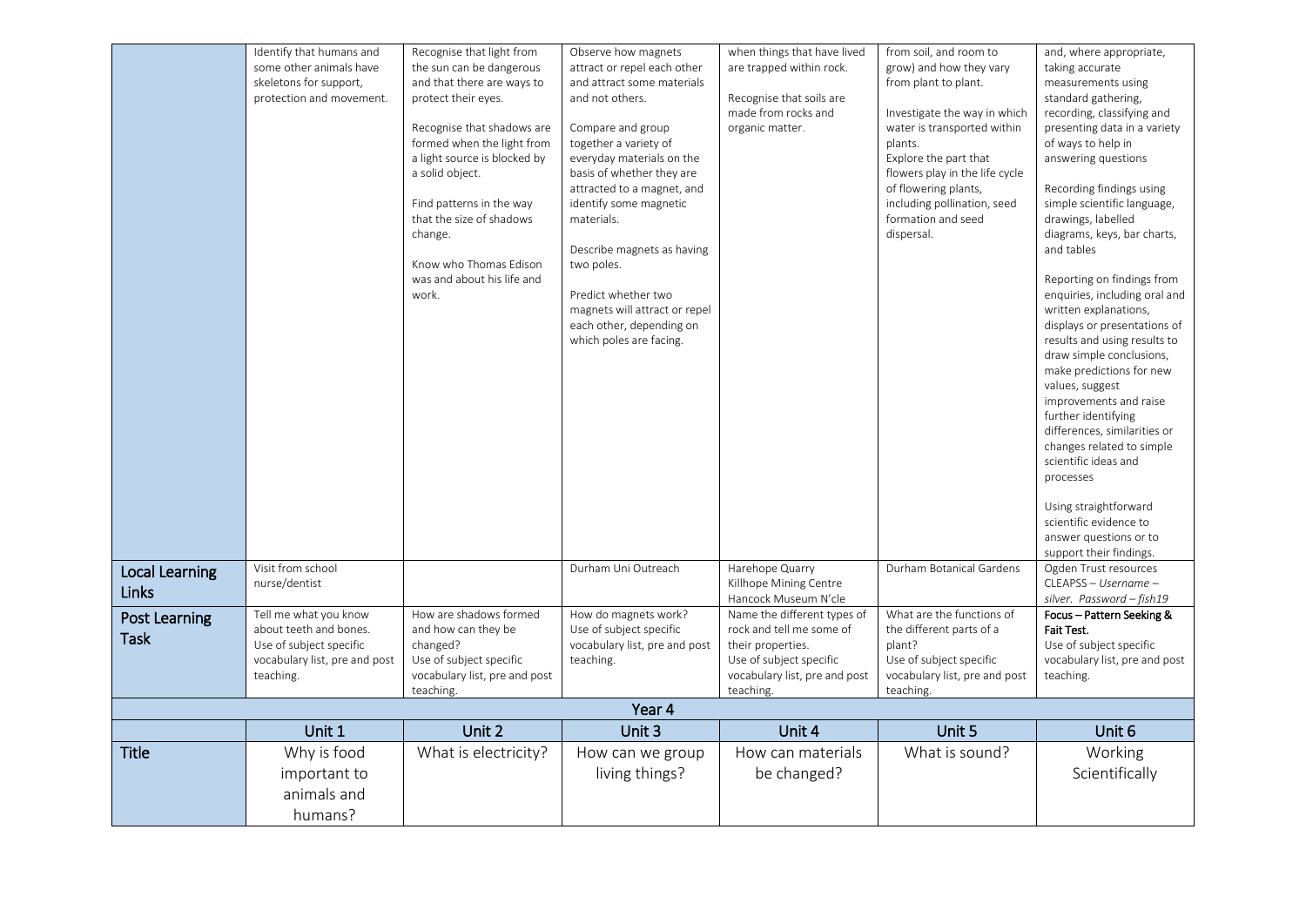| | | | | | | |
|---|---|---|---|---|---|---|
| | Identify that humans and some other animals have skeletons for support, protection and movement. | Recognise that light from the sun can be dangerous and that there are ways to protect their eyes.<br><br>Recognise that shadows are formed when the light from a light source is blocked by a solid object.<br><br>Find patterns in the way that the size of shadows change.<br><br>Know who Thomas Edison was and about his life and work. | Observe how magnets attract or repel each other and attract some materials and not others.<br><br>Compare and group together a variety of everyday materials on the basis of whether they are attracted to a magnet, and identify some magnetic materials.<br><br>Describe magnets as having two poles.<br><br>Predict whether two magnets will attract or repel each other, depending on which poles are facing. | when things that have lived are trapped within rock.<br><br>Recognise that soils are made from rocks and organic matter. | from soil, and room to grow) and how they vary from plant to plant.<br><br>Investigate the way in which water is transported within plants.<br>Explore the part that flowers play in the life cycle of flowering plants, including pollination, seed formation and seed dispersal. | and, where appropriate, taking accurate measurements using standard gathering, recording, classifying and presenting data in a variety of ways to help in answering questions<br><br>Recording findings using simple scientific language, drawings, labelled diagrams, keys, bar charts, and tables<br><br>Reporting on findings from enquiries, including oral and written explanations, displays or presentations of results and using results to draw simple conclusions, make predictions for new values, suggest improvements and raise further identifying differences, similarities or changes related to simple scientific ideas and processes<br><br>Using straightforward scientific evidence to answer questions or to support their findings. |
| **Local Learning Links** | Visit from school nurse/dentist | | Durham Uni Outreach | Harehope Quarry<br>Killhope Mining Centre<br>Hancock Museum N'cle | Durham Botanical Gardens | Ogden Trust resources<br>CLEAPSS – *Username – silver. Password – fish19* |
| **Post Learning Task** | Tell me what you know about teeth and bones.<br>Use of subject specific vocabulary list, pre and post teaching. | How are shadows formed and how can they be changed?<br>Use of subject specific vocabulary list, pre and post teaching. | How do magnets work?<br>Use of subject specific vocabulary list, pre and post teaching. | Name the different types of rock and tell me some of their properties.<br>Use of subject specific vocabulary list, pre and post teaching. | What are the functions of the different parts of a plant?<br>Use of subject specific vocabulary list, pre and post teaching. | **Focus – Pattern Seeking & Fait Test.**<br>Use of subject specific vocabulary list, pre and post teaching. |
| **Year 4** | | | | | | |
| | Unit 1 | Unit 2 | Unit 3 | Unit 4 | Unit 5 | Unit 6 |
| **Title** | Why is food important to animals and humans? | What is electricity? | How can we group living things? | How can materials be changed? | What is sound? | Working Scientifically |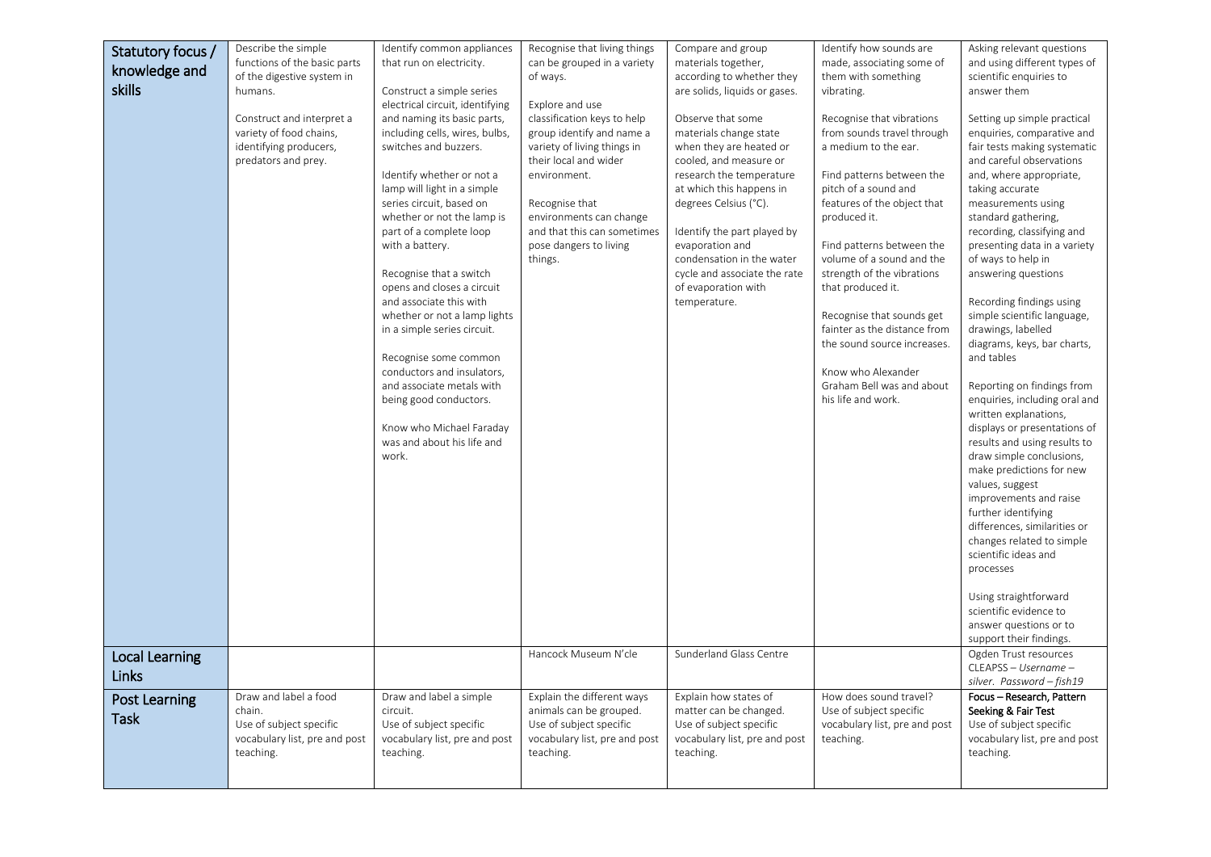| Statutory focus / knowledge and skills | Describe the simple functions of the basic parts of the digestive system in humans.<br><br>Construct and interpret a variety of food chains, identifying producers, predators and prey. | Identify common appliances that run on electricity.<br><br>Construct a simple series electrical circuit, identifying and naming its basic parts, including cells, wires, bulbs, switches and buzzers.<br><br>Identify whether or not a lamp will light in a simple series circuit, based on whether or not the lamp is part of a complete loop with a battery.<br><br>Recognise that a switch opens and closes a circuit and associate this with whether or not a lamp lights in a simple series circuit.<br><br>Recognise some common conductors and insulators, and associate metals with being good conductors.<br><br>Know who Michael Faraday was and about his life and work. | Recognise that living things can be grouped in a variety of ways.<br><br>Explore and use classification keys to help group identify and name a variety of living things in their local and wider environment.<br><br>Recognise that environments can change and that this can sometimes pose dangers to living things. | Compare and group materials together, according to whether they are solids, liquids or gases.<br><br>Observe that some materials change state when they are heated or cooled, and measure or research the temperature at which this happens in degrees Celsius (°C).<br><br>Identify the part played by evaporation and condensation in the water cycle and associate the rate of evaporation with temperature. | Identify how sounds are made, associating some of them with something vibrating.<br><br>Recognise that vibrations from sounds travel through a medium to the ear.<br><br>Find patterns between the pitch of a sound and features of the object that produced it.<br><br>Find patterns between the volume of a sound and the strength of the vibrations that produced it.<br><br>Recognise that sounds get fainter as the distance from the sound source increases.<br><br>Know who Alexander Graham Bell was and about his life and work. | Asking relevant questions and using different types of scientific enquiries to answer them<br><br>Setting up simple practical enquiries, comparative and fair tests making systematic and careful observations and, where appropriate, taking accurate measurements using standard gathering, recording, classifying and presenting data in a variety of ways to help in answering questions<br><br>Recording findings using simple scientific language, drawings, labelled diagrams, keys, bar charts, and tables<br><br>Reporting on findings from enquiries, including oral and written explanations, displays or presentations of results and using results to draw simple conclusions, make predictions for new values, suggest improvements and raise further identifying differences, similarities or changes related to simple scientific ideas and processes<br><br>Using straightforward scientific evidence to answer questions or to support their findings. |
|---|---|---|---|---|---|---|
| Local Learning Links | | | Hancock Museum N'cle | Sunderland Glass Centre | | Ogden Trust resources<br>CLEAPSS – *Username – silver. Password – fish19* |
| Post Learning Task | Draw and label a food chain.<br>Use of subject specific vocabulary list, pre and post teaching. | Draw and label a simple circuit.<br>Use of subject specific vocabulary list, pre and post teaching. | Explain the different ways animals can be grouped.<br>Use of subject specific vocabulary list, pre and post teaching. | Explain how states of matter can be changed.<br>Use of subject specific vocabulary list, pre and post teaching. | How does sound travel?<br>Use of subject specific vocabulary list, pre and post teaching. | **Focus – Research, Pattern Seeking & Fair Test**<br>Use of subject specific vocabulary list, pre and post teaching. |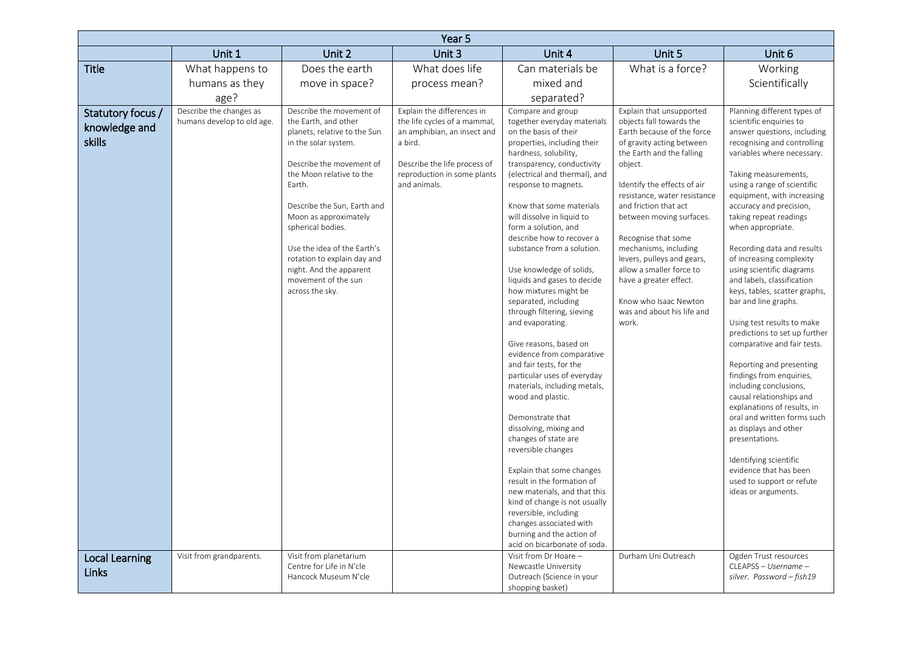| Year 5 | | | | | | |
|---|---|---|---|---|---|---|
| | Unit 1 | Unit 2 | Unit 3 | Unit 4 | Unit 5 | Unit 6 |
| **Title** | What happens to humans as they age? | Does the earth move in space? | What does life process mean? | Can materials be mixed and separated? | What is a force? | Working Scientifically |
| **Statutory focus / knowledge and skills** | Describe the changes as humans develop to old age. | Describe the movement of the Earth, and other planets, relative to the Sun in the solar system.<br><br>Describe the movement of the Moon relative to the Earth.<br><br>Describe the Sun, Earth and Moon as approximately spherical bodies.<br><br>Use the idea of the Earth's rotation to explain day and night. And the apparent movement of the sun across the sky. | Explain the differences in the life cycles of a mammal, an amphibian, an insect and a bird.<br><br>Describe the life process of reproduction in some plants and animals. | Compare and group together everyday materials on the basis of their properties, including their hardness, solubility, transparency, conductivity (electrical and thermal), and response to magnets.<br><br>Know that some materials will dissolve in liquid to form a solution, and describe how to recover a substance from a solution.<br><br>Use knowledge of solids, liquids and gases to decide how mixtures might be separated, including through filtering, sieving and evaporating.<br><br>Give reasons, based on evidence from comparative and fair tests, for the particular uses of everyday materials, including metals, wood and plastic.<br><br>Demonstrate that dissolving, mixing and changes of state are reversible changes<br><br>Explain that some changes result in the formation of new materials, and that this kind of change is not usually reversible, including changes associated with burning and the action of acid on bicarbonate of soda. | Explain that unsupported objects fall towards the Earth because of the force of gravity acting between the Earth and the falling object.<br><br>Identify the effects of air resistance, water resistance and friction that act between moving surfaces.<br><br>Recognise that some mechanisms, including levers, pulleys and gears, allow a smaller force to have a greater effect.<br><br>Know who Isaac Newton was and about his life and work. | Planning different types of scientific enquiries to answer questions, including recognising and controlling variables where necessary.<br><br>Taking measurements, using a range of scientific equipment, with increasing accuracy and precision, taking repeat readings when appropriate.<br><br>Recording data and results of increasing complexity using scientific diagrams and labels, classification keys, tables, scatter graphs, bar and line graphs.<br><br>Using test results to make predictions to set up further comparative and fair tests.<br><br>Reporting and presenting findings from enquiries, including conclusions, causal relationships and explanations of results, in oral and written forms such as displays and other presentations.<br><br>Identifying scientific evidence that has been used to support or refute ideas or arguments. |
| **Local Learning Links** | Visit from grandparents. | Visit from planetarium<br>Centre for Life in N'cle<br>Hancock Museum N'cle | | Visit from Dr Hoare – Newcastle University Outreach (Science in your shopping basket) | Durham Uni Outreach | Ogden Trust resources<br>CLEAPSS – *Username – silver. Password – fish19* |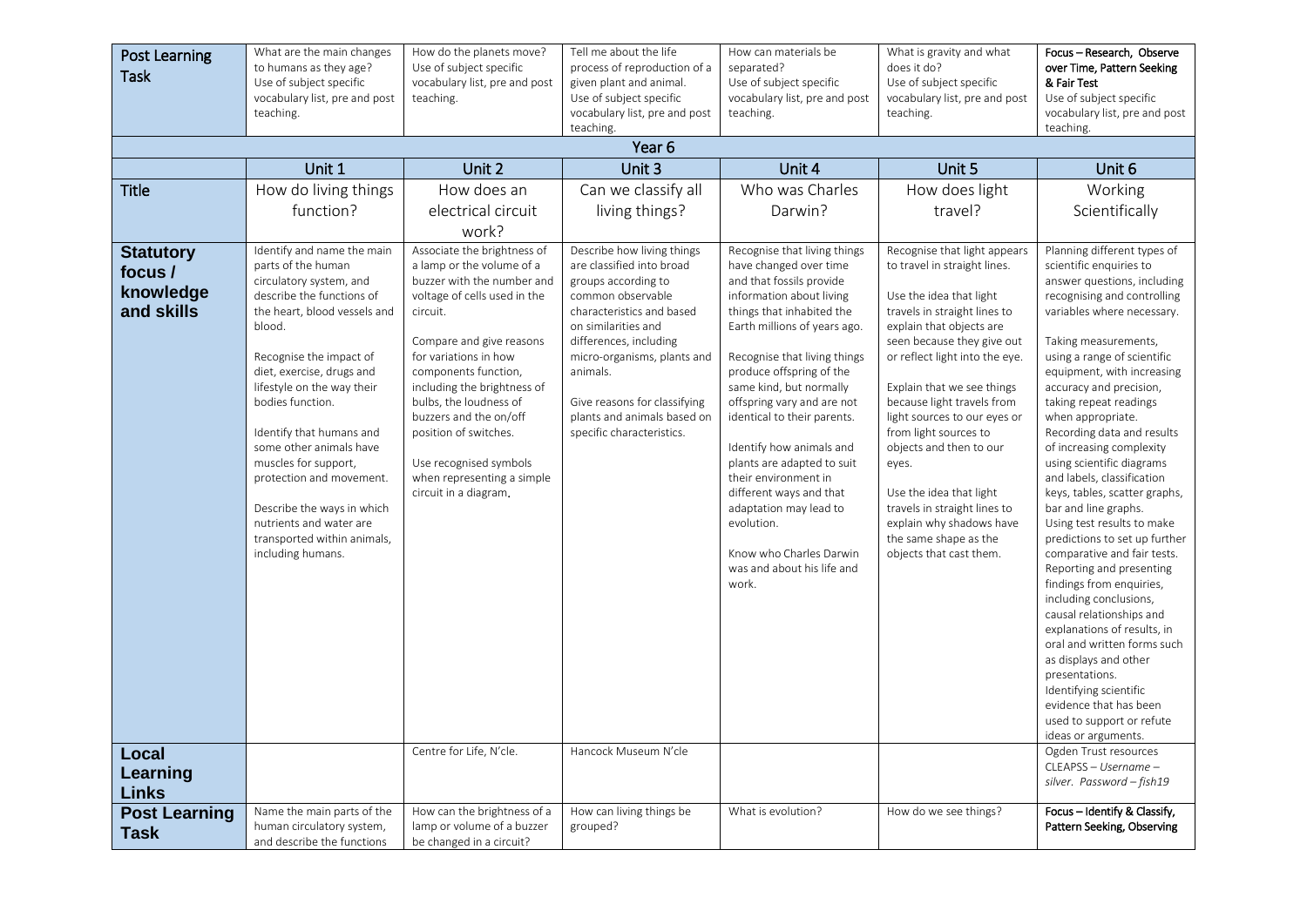| Post Learning Task | What are the main changes to humans as they age? Use of subject specific vocabulary list, pre and post teaching. | How do the planets move? Use of subject specific vocabulary list, pre and post teaching. | Tell me about the life process of reproduction of a given plant and animal. Use of subject specific vocabulary list, pre and post teaching. | How can materials be separated? Use of subject specific vocabulary list, pre and post teaching. | What is gravity and what does it do? Use of subject specific vocabulary list, pre and post teaching. | **Focus – Research, Observe over Time, Pattern Seeking & Fair Test** Use of subject specific vocabulary list, pre and post teaching. |
|---|---|---|---|---|---|---|

| Year 6 | | | | | | |
|---|---|---|---|---|---|---|
| | Unit 1 | Unit 2 | Unit 3 | Unit 4 | Unit 5 | Unit 6 |
| **Title** | How do living things function? | How does an electrical circuit work? | Can we classify all living things? | Who was Charles Darwin? | How does light travel? | Working Scientifically |
| **Statutory focus / knowledge and skills** | Identify and name the main parts of the human circulatory system, and describe the functions of the heart, blood vessels and blood.<br><br>Recognise the impact of diet, exercise, drugs and lifestyle on the way their bodies function.<br><br>Identify that humans and some other animals have muscles for support, protection and movement.<br><br>Describe the ways in which nutrients and water are transported within animals, including humans. | Associate the brightness of a lamp or the volume of a buzzer with the number and voltage of cells used in the circuit.<br><br>Compare and give reasons for variations in how components function, including the brightness of bulbs, the loudness of buzzers and the on/off position of switches.<br><br>Use recognised symbols when representing a simple circuit in a diagram. | Describe how living things are classified into broad groups according to common observable characteristics and based on similarities and differences, including micro-organisms, plants and animals.<br><br>Give reasons for classifying plants and animals based on specific characteristics. | Recognise that living things have changed over time and that fossils provide information about living things that inhabited the Earth millions of years ago.<br><br>Recognise that living things produce offspring of the same kind, but normally offspring vary and are not identical to their parents.<br><br>Identify how animals and plants are adapted to suit their environment in different ways and that adaptation may lead to evolution.<br><br>Know who Charles Darwin was and about his life and work. | Recognise that light appears to travel in straight lines.<br><br>Use the idea that light travels in straight lines to explain that objects are seen because they give out or reflect light into the eye.<br><br>Explain that we see things because light travels from light sources to our eyes or from light sources to objects and then to our eyes.<br><br>Use the idea that light travels in straight lines to explain why shadows have the same shape as the objects that cast them. | Planning different types of scientific enquiries to answer questions, including recognising and controlling variables where necessary.<br><br>Taking measurements, using a range of scientific equipment, with increasing accuracy and precision, taking repeat readings when appropriate.<br>Recording data and results of increasing complexity using scientific diagrams and labels, classification keys, tables, scatter graphs, bar and line graphs.<br>Using test results to make predictions to set up further comparative and fair tests.<br>Reporting and presenting findings from enquiries, including conclusions, causal relationships and explanations of results, in oral and written forms such as displays and other presentations.<br>Identifying scientific evidence that has been used to support or refute ideas or arguments. |
| **Local Learning Links** | | Centre for Life, N'cle. | Hancock Museum N'cle | | | Ogden Trust resources<br>CLEAPSS – *Username – silver. Password – fish19* |
| **Post Learning Task** | Name the main parts of the human circulatory system, and describe the functions | How can the brightness of a lamp or volume of a buzzer be changed in a circuit? | How can living things be grouped? | What is evolution? | How do we see things? | **Focus – Identify & Classify, Pattern Seeking, Observing** |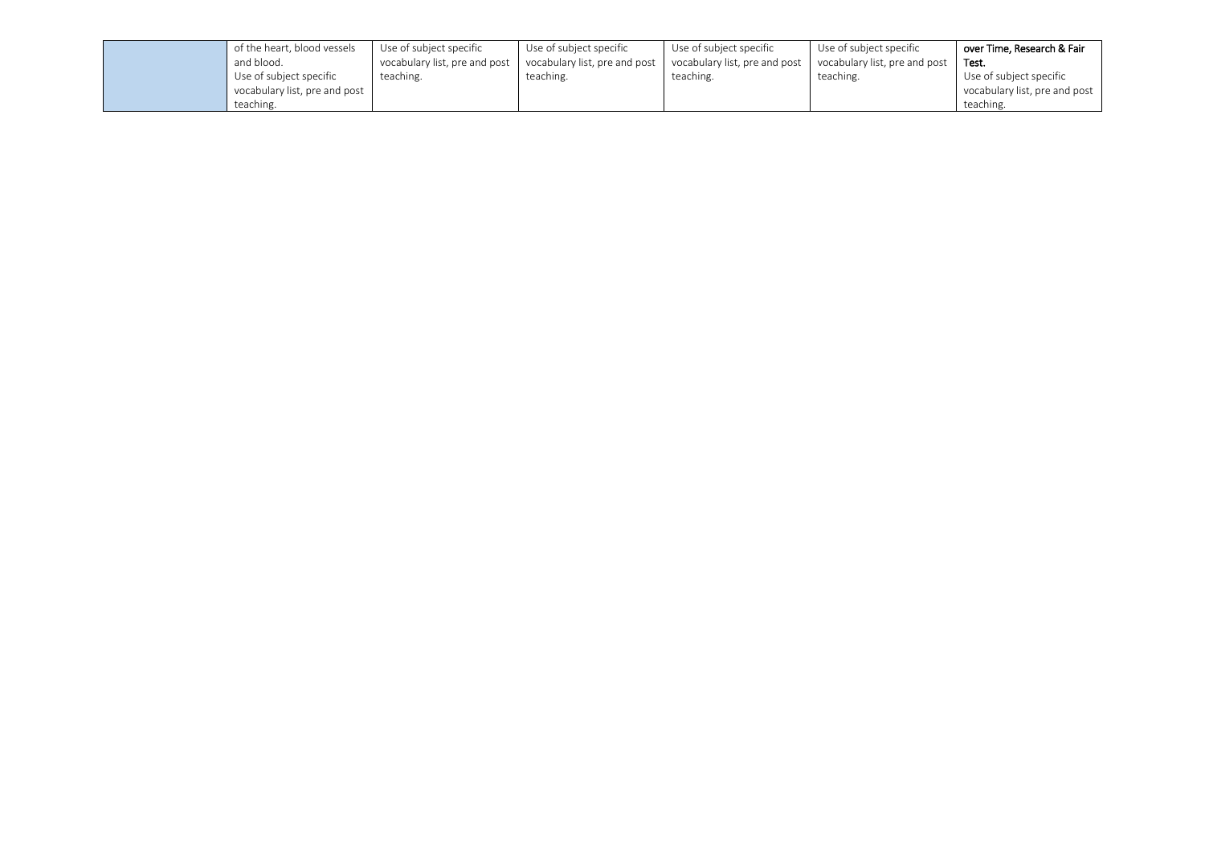| | | | | | | |
|---|---|---|---|---|---|---|
| | of the heart, blood vessels and blood.<br>Use of subject specific vocabulary list, pre and post teaching. | Use of subject specific vocabulary list, pre and post teaching. | Use of subject specific vocabulary list, pre and post teaching. | Use of subject specific vocabulary list, pre and post teaching. | Use of subject specific vocabulary list, pre and post teaching. | **over Time, Research & Fair Test.**<br>Use of subject specific vocabulary list, pre and post teaching. |